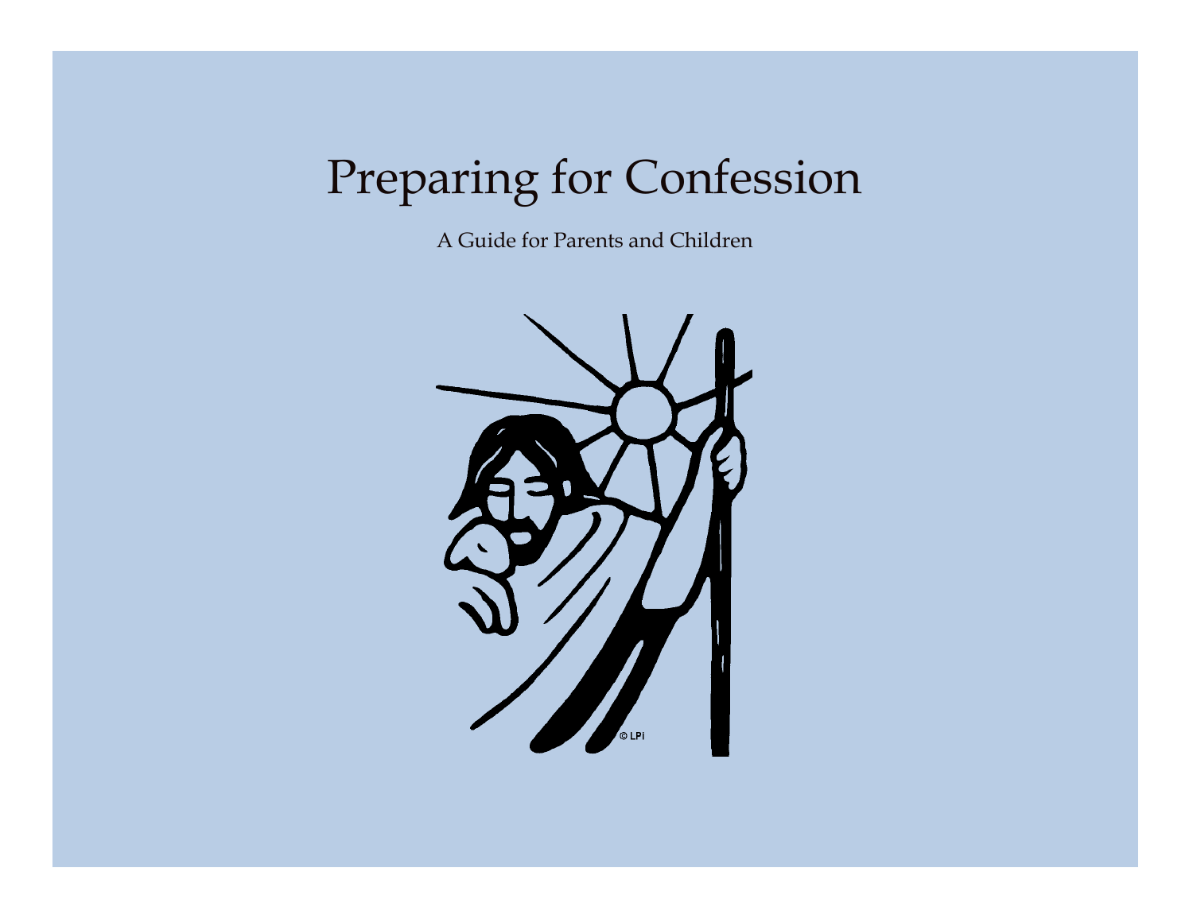# Preparing for Confession

A Guide for Parents and Children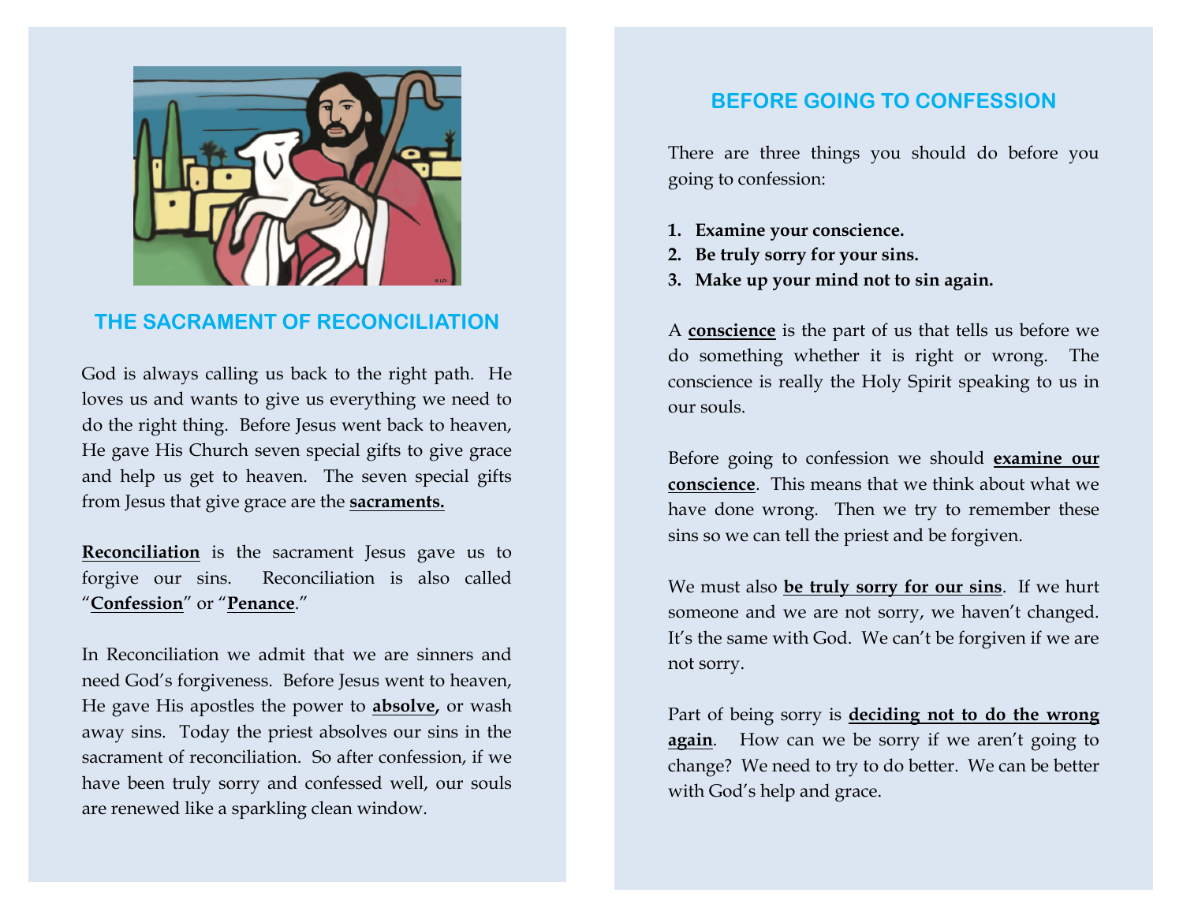## THE SACRAMENT OF RECONCILIATION

God is always calling us back to the right path. He loves us and wants to give us everything we need to do the right thing. Before Jesus went back to heaven, He gave His Church seven special gifts to give grace and help us get to heaven. The seven special gifts from Jesus that give grace are the **sacraments.**

**Reconciliation** is the sacrament Jesus gave us to forgive our sins. Reconciliation is also called "**Confession**" or "**Penance**."

In Reconciliation we admit that we are sinners and need God's forgiveness. Before Jesus went to heaven, He gave His apostles the power to **absolve,** or wash away sins. Today the priest absolves our sins in the sacrament of reconciliation. So after confession, if we have been truly sorry and confessed well, our souls are renewed like a sparkling clean window.

## BEFORE GOING TO CONFESSION

There are three things you should do before you going to confession:

1. **Examine your conscience.**
2. **Be truly sorry for your sins.**
3. **Make up your mind not to sin again.**

A **conscience** is the part of us that tells us before we do something whether it is right or wrong. The conscience is really the Holy Spirit speaking to us in our souls.

Before going to confession we should **examine our conscience**. This means that we think about what we have done wrong. Then we try to remember these sins so we can tell the priest and be forgiven.

We must also **be truly sorry for our sins**. If we hurt someone and we are not sorry, we haven't changed. It's the same with God. We can't be forgiven if we are not sorry.

Part of being sorry is **deciding not to do the wrong again**. How can we be sorry if we aren't going to change? We need to try to do better. We can be better with God's help and grace.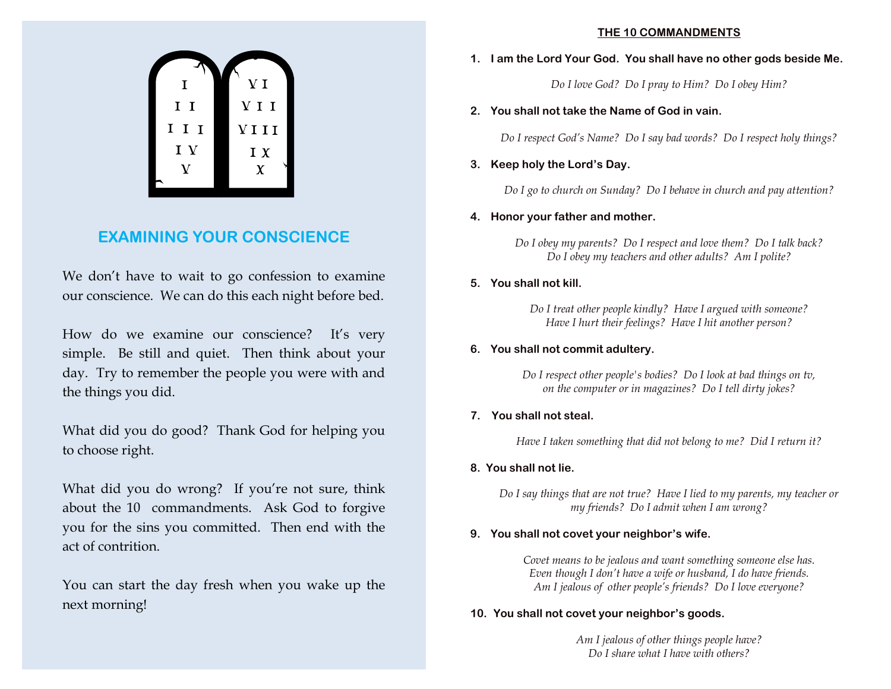## EXAMINING YOUR CONSCIENCE

We don't have to wait to go confession to examine our conscience. We can do this each night before bed.

How do we examine our conscience? It's very simple. Be still and quiet. Then think about your day. Try to remember the people you were with and the things you did.

What did you do good? Thank God for helping you to choose right.

What did you do wrong? If you're not sure, think about the 10 commandments. Ask God to forgive you for the sins you committed. Then end with the act of contrition.

You can start the day fresh when you wake up the next morning!

## THE 10 COMMANDMENTS

1. **I am the Lord Your God. You shall have no other gods beside Me.**

   *Do I love God? Do I pray to Him? Do I obey Him?*

2. **You shall not take the Name of God in vain.**

   *Do I respect God's Name? Do I say bad words? Do I respect holy things?*

3. **Keep holy the Lord's Day.**

   *Do I go to church on Sunday? Do I behave in church and pay attention?*

4. **Honor your father and mother.**

   *Do I obey my parents? Do I respect and love them? Do I talk back? Do I obey my teachers and other adults? Am I polite?*

5. **You shall not kill.**

   *Do I treat other people kindly? Have I argued with someone? Have I hurt their feelings? Have I hit another person?*

6. **You shall not commit adultery.**

   *Do I respect other people's bodies? Do I look at bad things on tv, on the computer or in magazines? Do I tell dirty jokes?*

7. **You shall not steal.**

   *Have I taken something that did not belong to me? Did I return it?*

8. **You shall not lie.**

   *Do I say things that are not true? Have I lied to my parents, my teacher or my friends? Do I admit when I am wrong?*

9. **You shall not covet your neighbor's wife.**

   *Covet means to be jealous and want something someone else has. Even though I don't have a wife or husband, I do have friends. Am I jealous of other people's friends? Do I love everyone?*

10. **You shall not covet your neighbor's goods.**

    *Am I jealous of other things people have? Do I share what I have with others?*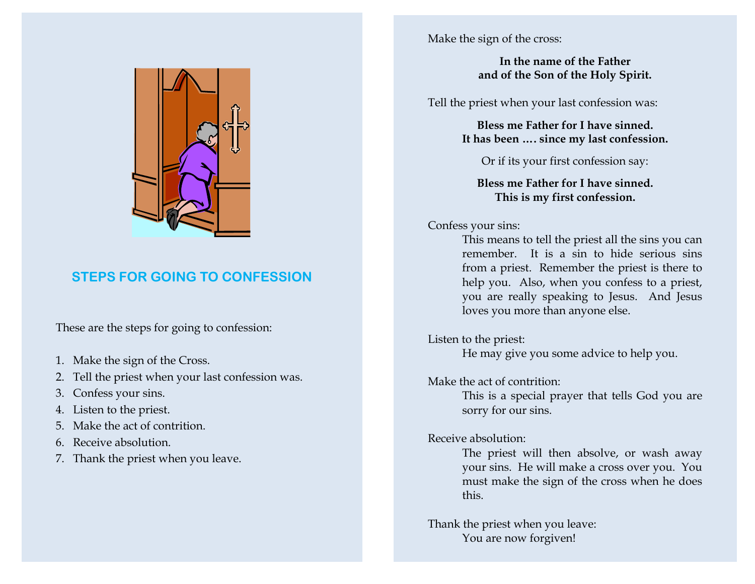## STEPS FOR GOING TO CONFESSION

These are the steps for going to confession:

1. Make the sign of the Cross.
2. Tell the priest when your last confession was.
3. Confess your sins.
4. Listen to the priest.
5. Make the act of contrition.
6. Receive absolution.
7. Thank the priest when you leave.

Make the sign of the cross:

**In the name of the Father**
**and of the Son of the Holy Spirit.**

Tell the priest when your last confession was:

**Bless me Father for I have sinned.**
**It has been …. since my last confession.**

Or if its your first confession say:

**Bless me Father for I have sinned.**
**This is my first confession.**

Confess your sins:

This means to tell the priest all the sins you can remember. It is a sin to hide serious sins from a priest. Remember the priest is there to help you. Also, when you confess to a priest, you are really speaking to Jesus. And Jesus loves you more than anyone else.

Listen to the priest:

He may give you some advice to help you.

Make the act of contrition:

This is a special prayer that tells God you are sorry for our sins.

Receive absolution:

The priest will then absolve, or wash away your sins. He will make a cross over you. You must make the sign of the cross when he does this.

Thank the priest when you leave:

You are now forgiven!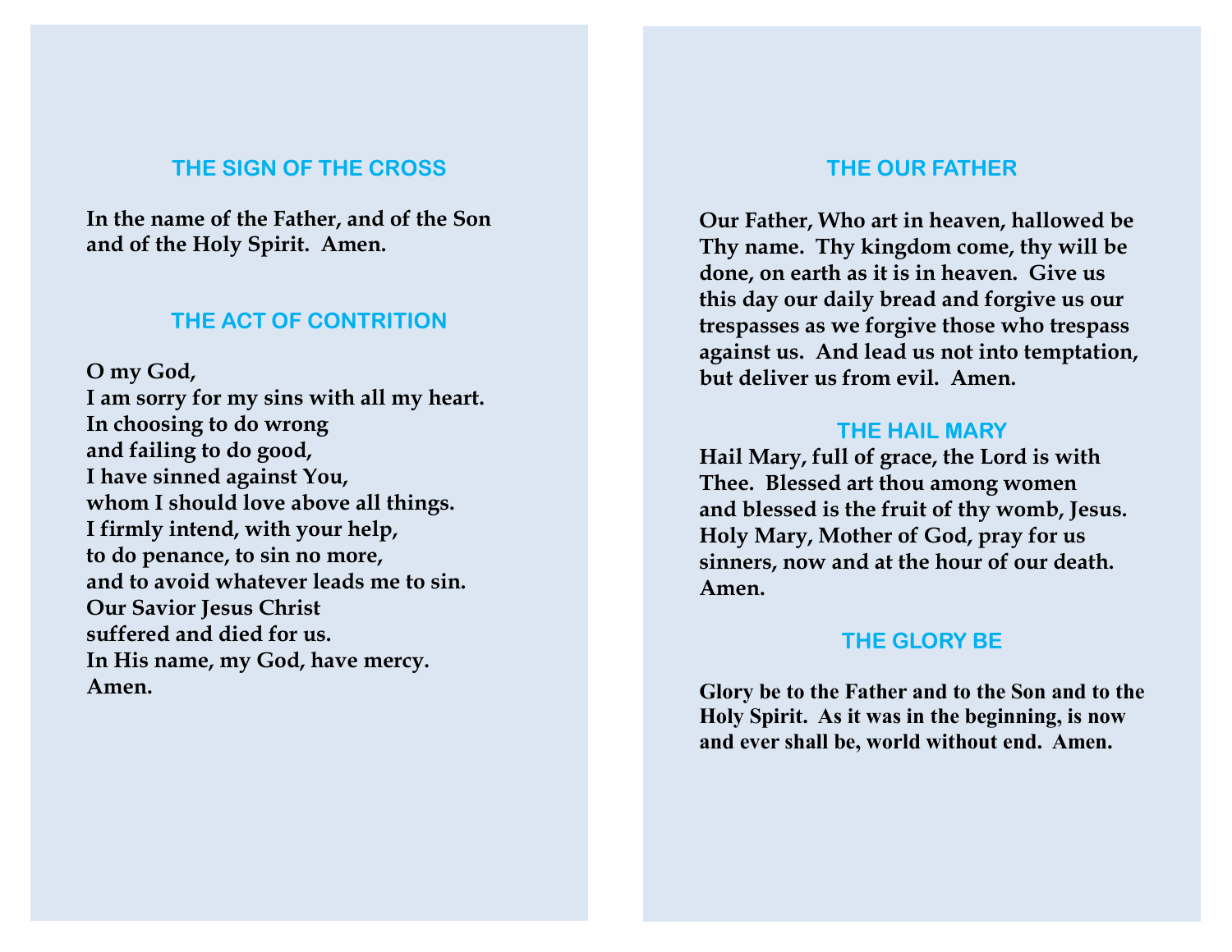## THE SIGN OF THE CROSS

**In the name of the Father, and of the Son and of the Holy Spirit. Amen.**

## THE ACT OF CONTRITION

**O my God,
I am sorry for my sins with all my heart.
In choosing to do wrong
and failing to do good,
I have sinned against You,
whom I should love above all things.
I firmly intend, with your help,
to do penance, to sin no more,
and to avoid whatever leads me to sin.
Our Savior Jesus Christ
suffered and died for us.
In His name, my God, have mercy.
Amen.**

## THE OUR FATHER

**Our Father, Who art in heaven, hallowed be Thy name. Thy kingdom come, thy will be done, on earth as it is in heaven. Give us this day our daily bread and forgive us our trespasses as we forgive those who trespass against us. And lead us not into temptation, but deliver us from evil. Amen.**

## THE HAIL MARY

**Hail Mary, full of grace, the Lord is with Thee. Blessed art thou among women and blessed is the fruit of thy womb, Jesus. Holy Mary, Mother of God, pray for us sinners, now and at the hour of our death. Amen.**

## THE GLORY BE

**Glory be to the Father and to the Son and to the Holy Spirit. As it was in the beginning, is now and ever shall be, world without end. Amen.**